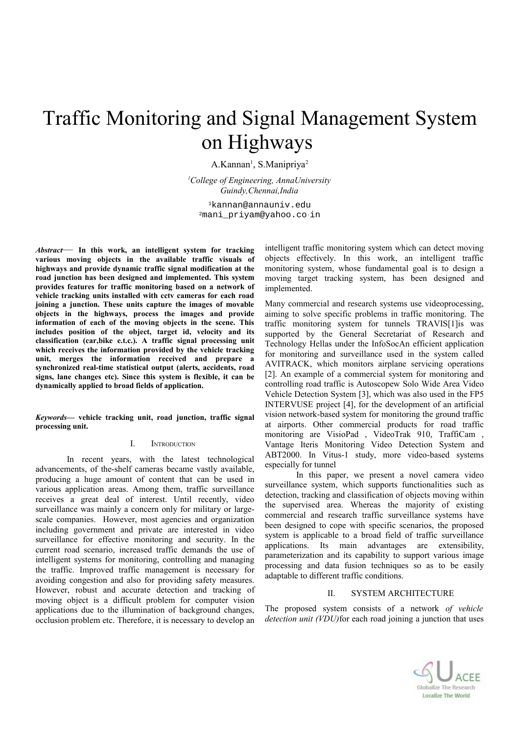# Traffic Monitoring and Signal Management System on Highways

A.Kannan[1], S.Manipriya[2]

[1]College of Engineering, AnnaUniversity
Guindy,Chennai,India

[1]kannan@annauniv.edu
[2]mani_priyam@yahoo.co.in

***Abstract*— In this work, an intelligent system for tracking various moving objects in the available traffic visuals of highways and provide dynamic traffic signal modification at the road junction has been designed and implemented. This system provides features for traffic monitoring based on a network of vehicle tracking units installed with cctv cameras for each road joining a junction. These units capture the images of movable objects in the highways, process the images and provide information of each of the moving objects in the scene. This includes position of the object, target id, velocity and its classification (car,bike e.t.c.). A traffic signal processing unit which receives the information provided by the vehicle tracking unit, merges the information received and prepare a synchronized real-time statistical output (alerts, accidents, road signs, lane changes etc). Since this system is flexible, it can be dynamically applied to broad fields of application.**

***Keywords*— vehicle tracking unit, road junction, traffic signal processing unit.**

## I. Introduction

In recent years, with the latest technological advancements, of the-shelf cameras became vastly available, producing a huge amount of content that can be used in various application areas. Among them, traffic surveillance receives a great deal of interest. Until recently, video surveillance was mainly a concern only for military or large-scale companies. However, most agencies and organization including government and private are interested in video surveillance for effective monitoring and security. In the current road scenario, increased traffic demands the use of intelligent systems for monitoring, controlling and managing the traffic. Improved traffic management is necessary for avoiding congestion and also for providing safety measures. However, robust and accurate detection and tracking of moving object is a difficult problem for computer vision applications due to the illumination of background changes, occlusion problem etc. Therefore, it is necessary to develop an intelligent traffic monitoring system which can detect moving objects effectively. In this work, an intelligent traffic monitoring system, whose fundamental goal is to design a moving target tracking system, has been designed and implemented.

Many commercial and research systems use videoprocessing, aiming to solve specific problems in traffic monitoring. The traffic monitoring system for tunnels TRAVIS[1]is was supported by the General Secretariat of Research and Technology Hellas under the InfoSocAn efficient application for monitoring and surveillance used in the system called AVITRACK, which monitors airplane servicing operations [2]. An example of a commercial system for monitoring and controlling road traffic is Autoscopew Solo Wide Area Video Vehicle Detection System [3], which was also used in the FP5 INTERVUSE project [4], for the development of an artificial vision network-based system for monitoring the ground traffic at airports. Other commercial products for road traffic monitoring are VisioPad , VideoTrak 910, TraffiCam , Vantage Iteris Monitoring Video Detection System and ABT2000. In Vitus-1 study, more video-based systems especially for tunnel

In this paper, we present a novel camera video surveillance system, which supports functionalities such as detection, tracking and classification of objects moving within the supervised area. Whereas the majority of existing commercial and research traffic surveillance systems have been designed to cope with specific scenarios, the proposed system is applicable to a broad field of traffic surveillance applications. Its main advantages are extensibility, parameterization and its capability to support various image processing and data fusion techniques so as to be easily adaptable to different traffic conditions.

## II. SYSTEM ARCHITECTURE

The proposed system consists of a network *of vehicle detection unit (VDU)*for each road joining a junction that uses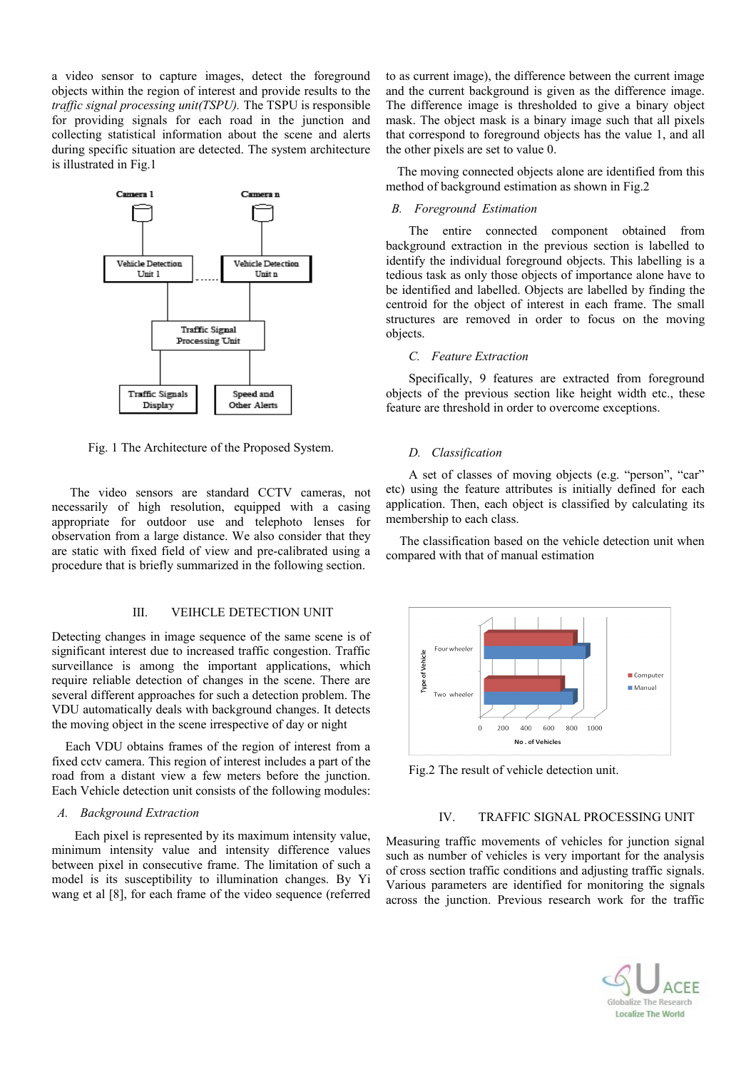a video sensor to capture images, detect the foreground objects within the region of interest and provide results to the *traffic signal processing unit(TSPU).* The TSPU is responsible for providing signals for each road in the junction and collecting statistical information about the scene and alerts during specific situation are detected. The system architecture is illustrated in Fig.1

Fig. 1 The Architecture of the Proposed System.

The video sensors are standard CCTV cameras, not necessarily of high resolution, equipped with a casing appropriate for outdoor use and telephoto lenses for observation from a large distance. We also consider that they are static with fixed field of view and pre-calibrated using a procedure that is briefly summarized in the following section.

## III. VEIHCLE DETECTION UNIT

Detecting changes in image sequence of the same scene is of significant interest due to increased traffic congestion. Traffic surveillance is among the important applications, which require reliable detection of changes in the scene. There are several different approaches for such a detection problem. The VDU automatically deals with background changes. It detects the moving object in the scene irrespective of day or night

Each VDU obtains frames of the region of interest from a fixed cctv camera. This region of interest includes a part of the road from a distant view a few meters before the junction. Each Vehicle detection unit consists of the following modules:

### *A. Background Extraction*

Each pixel is represented by its maximum intensity value, minimum intensity value and intensity difference values between pixel in consecutive frame. The limitation of such a model is its susceptibility to illumination changes. By Yi wang et al [8], for each frame of the video sequence (referred to as current image), the difference between the current image and the current background is given as the difference image. The difference image is thresholded to give a binary object mask. The object mask is a binary image such that all pixels that correspond to foreground objects has the value 1, and all the other pixels are set to value 0.

The moving connected objects alone are identified from this method of background estimation as shown in Fig.2

### *B. Foreground Estimation*

The entire connected component obtained from background extraction in the previous section is labelled to identify the individual foreground objects. This labelling is a tedious task as only those objects of importance alone have to be identified and labelled. Objects are labelled by finding the centroid for the object of interest in each frame. The small structures are removed in order to focus on the moving objects.

### *C. Feature Extraction*

Specifically, 9 features are extracted from foreground objects of the previous section like height width etc., these feature are threshold in order to overcome exceptions.

### *D. Classification*

A set of classes of moving objects (e.g. "person", "car" etc) using the feature attributes is initially defined for each application. Then, each object is classified by calculating its membership to each class.

The classification based on the vehicle detection unit when compared with that of manual estimation

Fig.2 The result of vehicle detection unit.

## IV. TRAFFIC SIGNAL PROCESSING UNIT

Measuring traffic movements of vehicles for junction signal such as number of vehicles is very important for the analysis of cross section traffic conditions and adjusting traffic signals. Various parameters are identified for monitoring the signals across the junction. Previous research work for the traffic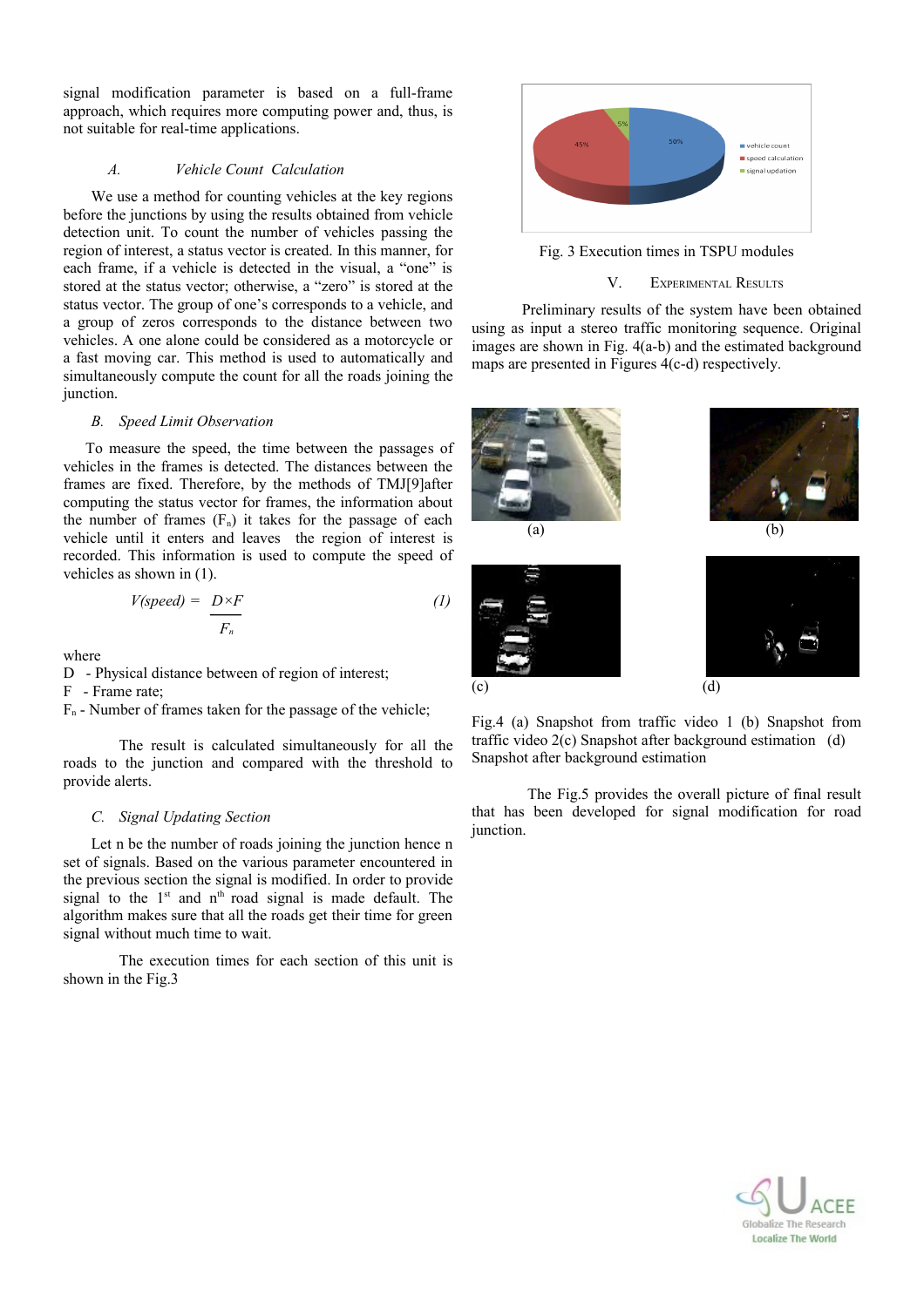signal modification parameter is based on a full-frame approach, which requires more computing power and, thus, is not suitable for real-time applications.

### *A. Vehicle Count Calculation*

We use a method for counting vehicles at the key regions before the junctions by using the results obtained from vehicle detection unit. To count the number of vehicles passing the region of interest, a status vector is created. In this manner, for each frame, if a vehicle is detected in the visual, a "one" is stored at the status vector; otherwise, a "zero" is stored at the status vector. The group of one's corresponds to a vehicle, and a group of zeros corresponds to the distance between two vehicles. A one alone could be considered as a motorcycle or a fast moving car. This method is used to automatically and simultaneously compute the count for all the roads joining the junction.

### *B. Speed Limit Observation*

To measure the speed, the time between the passages of vehicles in the frames is detected. The distances between the frames are fixed. Therefore, by the methods of TMJ[9]after computing the status vector for frames, the information about the number of frames ($F_n$) it takes for the passage of each vehicle until it enters and leaves the region of interest is recorded. This information is used to compute the speed of vehicles as shown in (1).

$$V(speed) = \frac{D \times F}{F_n} \tag{1}$$

where

D - Physical distance between of region of interest;

F - Frame rate;

$F_n$ - Number of frames taken for the passage of the vehicle;

The result is calculated simultaneously for all the roads to the junction and compared with the threshold to provide alerts.

### *C. Signal Updating Section*

Let n be the number of roads joining the junction hence n set of signals. Based on the various parameter encountered in the previous section the signal is modified. In order to provide signal to the 1st and nth road signal is made default. The algorithm makes sure that all the roads get their time for green signal without much time to wait.

The execution times for each section of this unit is shown in the Fig.3

Fig. 3 Execution times in TSPU modules

## V. Experimental Results

Preliminary results of the system have been obtained using as input a stereo traffic monitoring sequence. Original images are shown in Fig. 4(a-b) and the estimated background maps are presented in Figures 4(c-d) respectively.

Fig.4 (a) Snapshot from traffic video 1 (b) Snapshot from traffic video 2(c) Snapshot after background estimation (d) Snapshot after background estimation

The Fig.5 provides the overall picture of final result that has been developed for signal modification for road junction.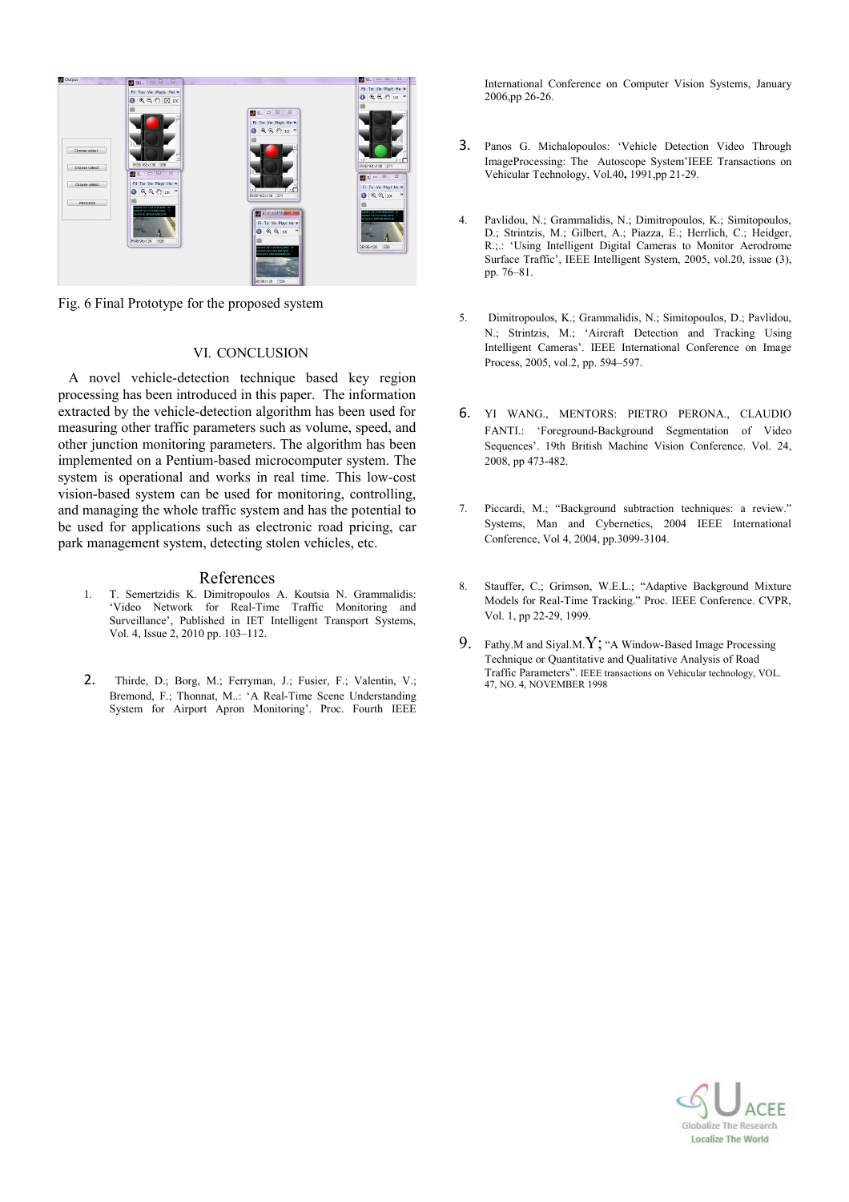Fig. 6 Final Prototype for the proposed system

## VI. CONCLUSION

A novel vehicle-detection technique based key region processing has been introduced in this paper. The information extracted by the vehicle-detection algorithm has been used for measuring other traffic parameters such as volume, speed, and other junction monitoring parameters. The algorithm has been implemented on a Pentium-based microcomputer system. The system is operational and works in real time. This low-cost vision-based system can be used for monitoring, controlling, and managing the whole traffic system and has the potential to be used for applications such as electronic road pricing, car park management system, detecting stolen vehicles, etc.

## References

1. T. Semertzidis K. Dimitropoulos A. Koutsia N. Grammalidis: 'Video Network for Real-Time Traffic Monitoring and Surveillance', Published in IET Intelligent Transport Systems, Vol. 4, Issue 2, 2010 pp. 103–112.

2. Thirde, D.; Borg, M.; Ferryman, J.; Fusier, F.; Valentin, V.; Bremond, F.; Thonnat, M..: 'A Real-Time Scene Understanding System for Airport Apron Monitoring'. Proc. Fourth IEEE International Conference on Computer Vision Systems, January 2006,pp 26-26.

3. Panos G. Michalopoulos: 'Vehicle Detection Video Through ImageProcessing: The Autoscope System'IEEE Transactions on Vehicular Technology, Vol.40, 1991,pp 21-29.

4. Pavlidou, N.; Grammalidis, N.; Dimitropoulos, K.; Simitopoulos, D.; Strintzis, M.; Gilbert, A.; Piazza, E.; Herrlich, C.; Heidger, R.;.: 'Using Intelligent Digital Cameras to Monitor Aerodrome Surface Traffic', IEEE Intelligent System, 2005, vol.20, issue (3), pp. 76–81.

5. Dimitropoulos, K.; Grammalidis, N.; Simitopoulos, D.; Pavlidou, N.; Strintzis, M.; 'Aircraft Detection and Tracking Using Intelligent Cameras'. IEEE International Conference on Image Process, 2005, vol.2, pp. 594–597.

6. YI WANG., MENTORS: PIETRO PERONA., CLAUDIO FANTI.: 'Foreground-Background Segmentation of Video Sequences'. 19th British Machine Vision Conference. Vol. 24, 2008, pp 473-482.

7. Piccardi, M.; "Background subtraction techniques: a review." Systems, Man and Cybernetics, 2004 IEEE International Conference, Vol 4, 2004, pp.3099-3104.

8. Stauffer, C.; Grimson, W.E.L.; "Adaptive Background Mixture Models for Real-Time Tracking." Proc. IEEE Conference. CVPR, Vol. 1, pp 22-29, 1999.

9. Fathy.M and Siyal.M.Y; "A Window-Based Image Processing Technique or Quantitative and Qualitative Analysis of Road Traffic Parameters". IEEE transactions on Vehicular technology, VOL. 47, NO. 4, NOVEMBER 1998